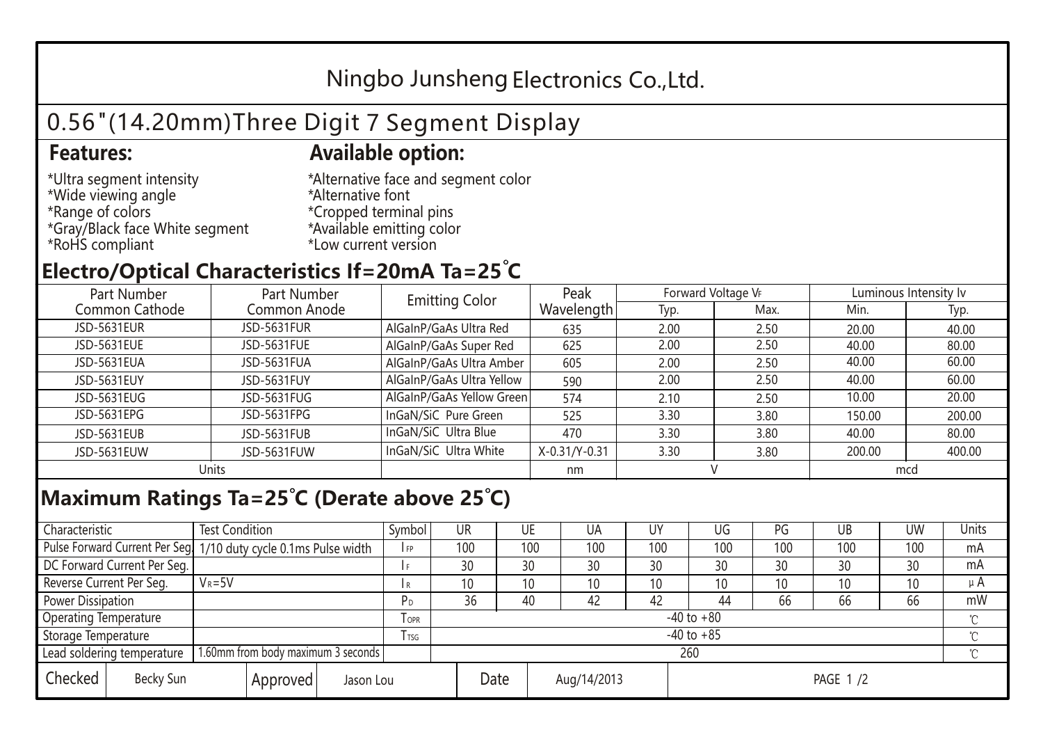# Ningbo Junsheng Electronics Co.,Ltd.

## 0.56"(14.20mm)Three Digit 7 Segment Display

### Features:

*Ultra segment intensity
*Wide viewing angle
*Range of colors
*Gray/Black face White segment
*RoHS compliant

### Available option:

*Alternative face and segment color
*Alternative font
*Cropped terminal pins
*Available emitting color
*Low current version

## Electro/Optical Characteristics If=20mA Ta=25°C

| Part Number Common Cathode | Part Number Common Anode | Emitting Color | Peak Wavelength | Forward Voltage $V_F$ | | Luminous Intensity Iv | |
|---|---|---|---|---|---|---|---|
| | | | | Typ. | Max. | Min. | Typ. |
| JSD-5631EUR | JSD-5631FUR | AlGaInP/GaAs Ultra Red | 635 | 2.00 | 2.50 | 20.00 | 40.00 |
| JSD-5631EUE | JSD-5631FUE | AlGaInP/GaAs Super Red | 625 | 2.00 | 2.50 | 40.00 | 80.00 |
| JSD-5631EUA | JSD-5631FUA | AlGaInP/GaAs Ultra Amber | 605 | 2.00 | 2.50 | 40.00 | 60.00 |
| JSD-5631EUY | JSD-5631FUY | AlGaInP/GaAs Ultra Yellow | 590 | 2.00 | 2.50 | 40.00 | 60.00 |
| JSD-5631EUG | JSD-5631FUG | AlGaInP/GaAs Yellow Green | 574 | 2.10 | 2.50 | 10.00 | 20.00 |
| JSD-5631EPG | JSD-5631FPG | InGaN/SiC Pure Green | 525 | 3.30 | 3.80 | 150.00 | 200.00 |
| JSD-5631EUB | JSD-5631FUB | InGaN/SiC Ultra Blue | 470 | 3.30 | 3.80 | 40.00 | 80.00 |
| JSD-5631EUW | JSD-5631FUW | InGaN/SiC Ultra White | X-0.31/Y-0.31 | 3.30 | 3.80 | 200.00 | 400.00 |
| Units | | | nm | V | | mcd | |

## Maximum Ratings Ta=25°C (Derate above 25°C)

| Characteristic | Test Condition | Symbol | UR | UE | UA | UY | UG | PG | UB | UW | Units |
|---|---|---|---|---|---|---|---|---|---|---|---|
| Pulse Forward Current Per Seg. | 1/10 duty cycle 0.1ms Pulse width | $I_{FP}$ | 100 | 100 | 100 | 100 | 100 | 100 | 100 | 100 | mA |
| DC Forward Current Per Seg. | | $I_F$ | 30 | 30 | 30 | 30 | 30 | 30 | 30 | 30 | mA |
| Reverse Current Per Seg. | $V_R$=5V | $I_R$ | 10 | 10 | 10 | 10 | 10 | 10 | 10 | 10 | μA |
| Power Dissipation | | $P_D$ | 36 | 40 | 42 | 42 | 44 | 66 | 66 | 66 | mW |
| Operating Temperature | | $T_{OPR}$ | -40 to +80 | | | | | | | | ℃ |
| Storage Temperature | | $T_{TSG}$ | -40 to +85 | | | | | | | | ℃ |
| Lead soldering temperature | 1.60mm from body maximum 3 seconds | | 260 | | | | | | | | ℃ |

| Checked | Becky Sun | Approved | Jason Lou | Date | Aug/14/2013 | PAGE 1 /2 |
|---|---|---|---|---|---|---|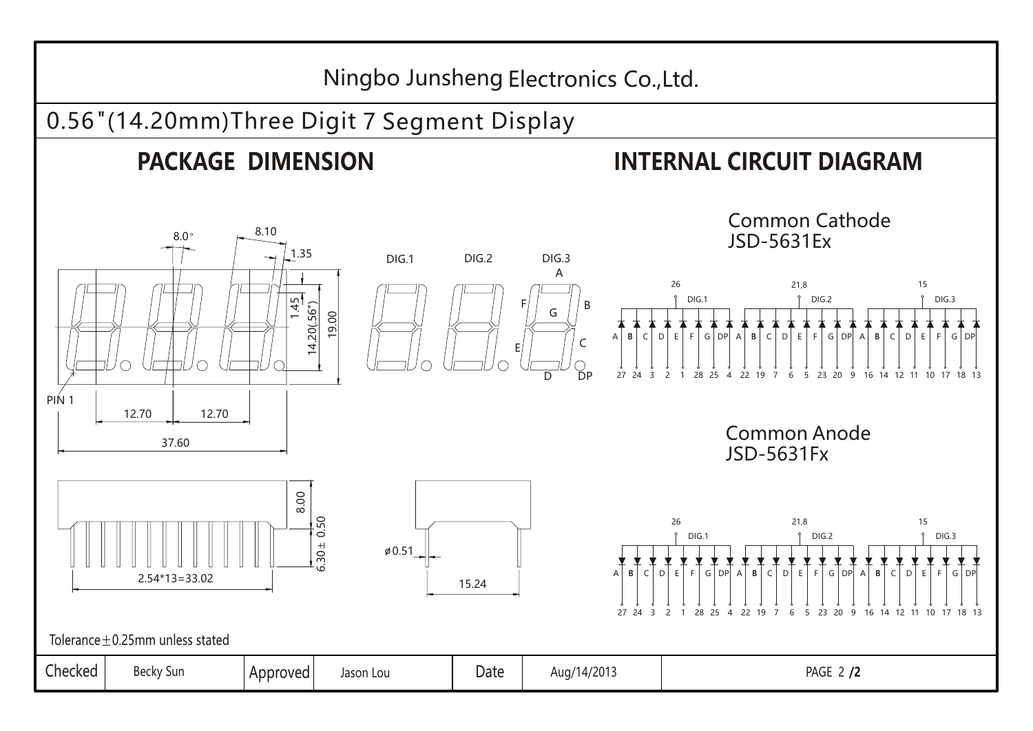Ningbo Junsheng Electronics Co.,Ltd.

0.56"(14.20mm)Three Digit 7 Segment Display

## PACKAGE DIMENSION

8.0°
8.10
1.35
1.45
14.20(.56")
19.00
PIN 1
12.70
12.70
37.60

DIG.1
DIG.2
DIG.3
A
B
C
D
E
F
G
DP

8.00
6.30±0.50
2.54*13=33.02

ø0.51
15.24

Tolerance±0.25mm unless stated

## INTERNAL CIRCUIT DIAGRAM

Common Cathode
JSD-5631Ex

26 DIG.1
21,8 DIG.2
15 DIG.3

A B C D E F G DP A B C D E F G DP A B C D E F G DP

27 24 3 2 1 28 25 4 22 19 7 6 5 23 20 9 16 14 12 11 10 17 18 13

Common Anode
JSD-5631Fx

26 DIG.1
21,8 DIG.2
15 DIG.3

A B C D E F G DP A B C D E F G DP A B C D E F G DP

27 24 3 2 1 28 25 4 22 19 7 6 5 23 20 9 16 14 12 11 10 17 18 13

| Checked | Becky Sun | Approved | Jason Lou | Date | Aug/14/2013 | PAGE 2 /2 |
| --- | --- | --- | --- | --- | --- | --- |